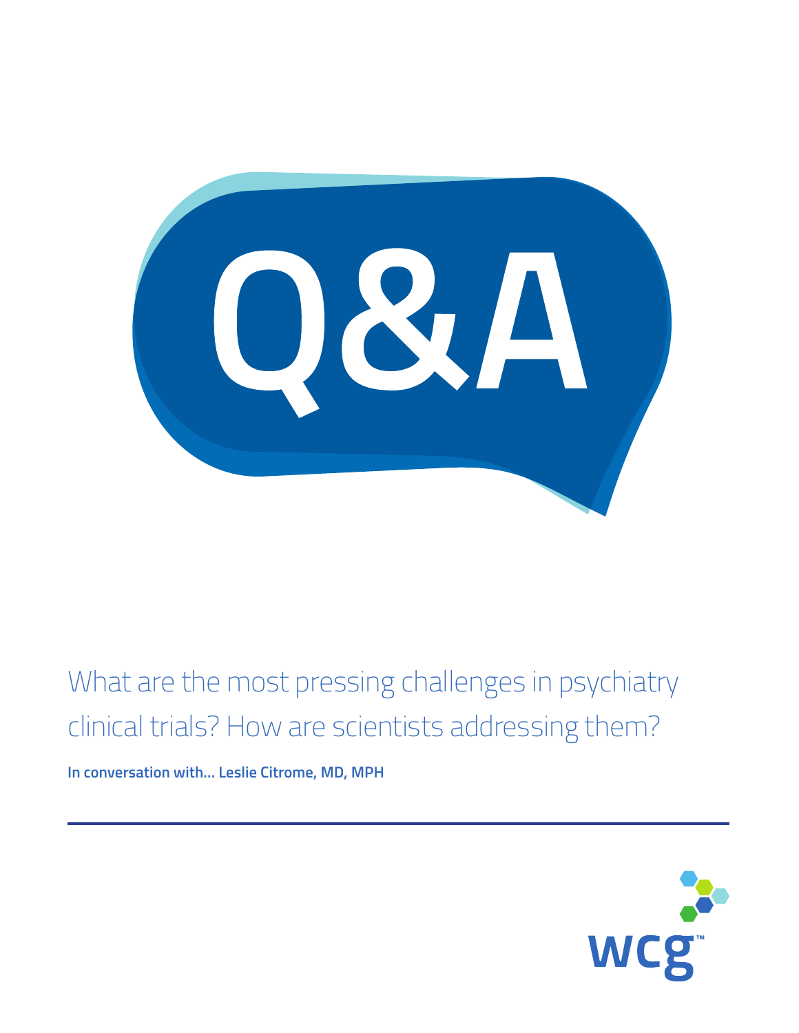# Q&A

## What are the most pressing challenges in psychiatry clinical trials? How are scientists addressing them?

**In conversation with... Leslie Citrome, MD, MPH**

---

wcg™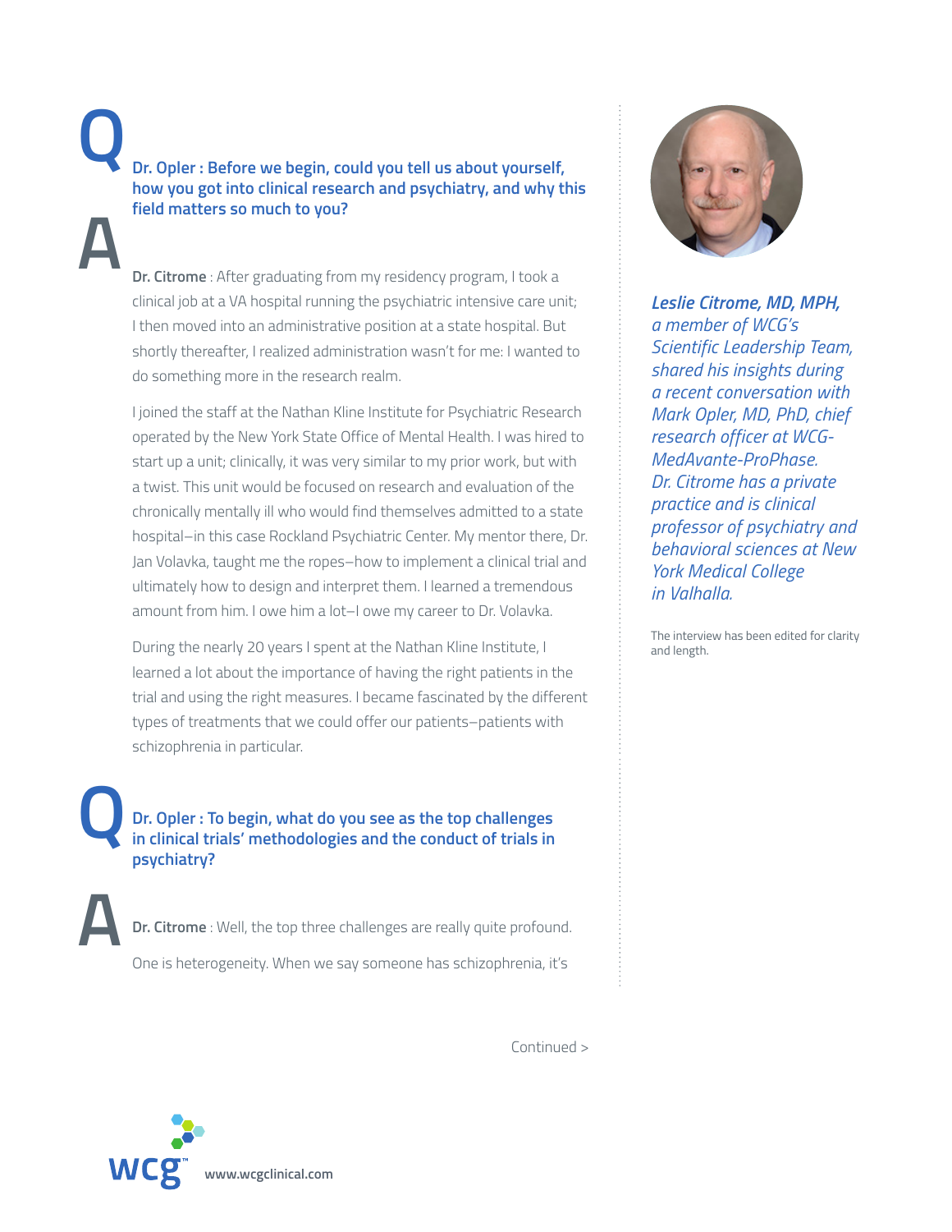**Q**

**Dr. Opler : Before we begin, could you tell us about yourself, how you got into clinical research and psychiatry, and why this field matters so much to you?**

**A**

**Dr. Citrome** : After graduating from my residency program, I took a clinical job at a VA hospital running the psychiatric intensive care unit; I then moved into an administrative position at a state hospital. But shortly thereafter, I realized administration wasn't for me: I wanted to do something more in the research realm.

I joined the staff at the Nathan Kline Institute for Psychiatric Research operated by the New York State Office of Mental Health. I was hired to start up a unit; clinically, it was very similar to my prior work, but with a twist. This unit would be focused on research and evaluation of the chronically mentally ill who would find themselves admitted to a state hospital–in this case Rockland Psychiatric Center. My mentor there, Dr. Jan Volavka, taught me the ropes–how to implement a clinical trial and ultimately how to design and interpret them. I learned a tremendous amount from him. I owe him a lot–I owe my career to Dr. Volavka.

During the nearly 20 years I spent at the Nathan Kline Institute, I learned a lot about the importance of having the right patients in the trial and using the right measures. I became fascinated by the different types of treatments that we could offer our patients–patients with schizophrenia in particular.

**Q**

**Dr. Opler : To begin, what do you see as the top challenges in clinical trials' methodologies and the conduct of trials in psychiatry?**

**A**

**Dr. Citrome** : Well, the top three challenges are really quite profound.

One is heterogeneity. When we say someone has schizophrenia, it's

Continued >

***Leslie Citrome, MD, MPH,*** *a member of WCG's Scientific Leadership Team, shared his insights during a recent conversation with Mark Opler, MD, PhD, chief research officer at WCG-MedAvante-ProPhase. Dr. Citrome has a private practice and is clinical professor of psychiatry and behavioral sciences at New York Medical College in Valhalla.*

The interview has been edited for clarity and length.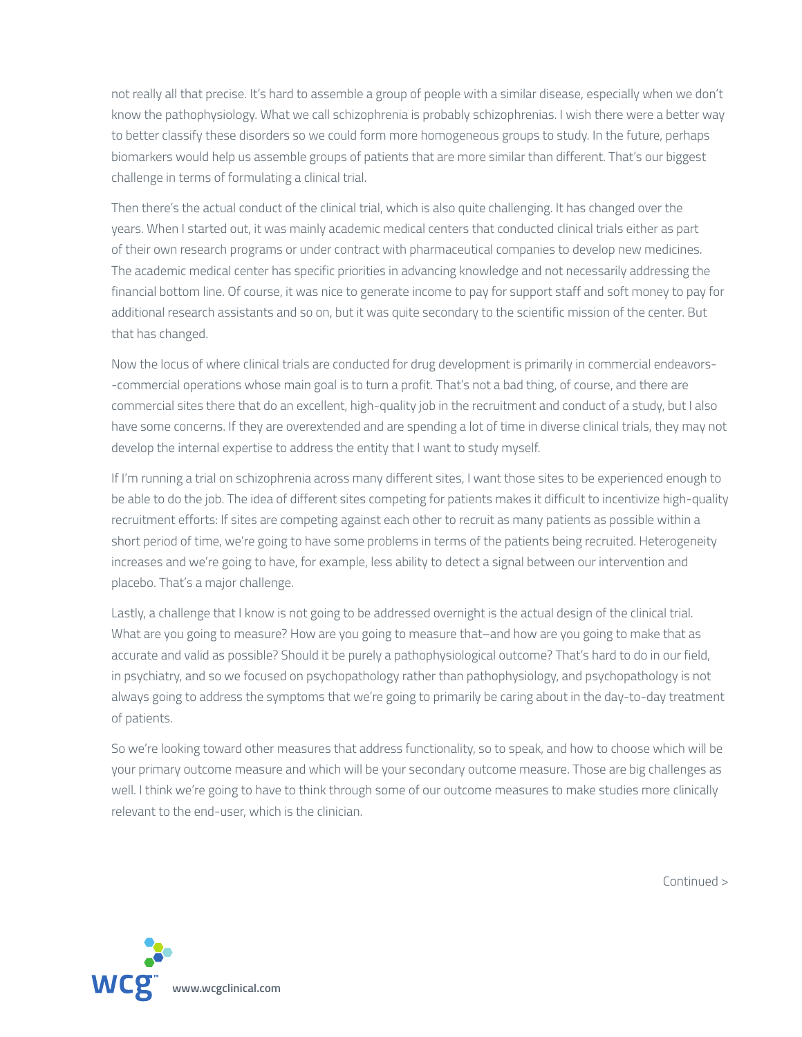not really all that precise. It's hard to assemble a group of people with a similar disease, especially when we don't know the pathophysiology. What we call schizophrenia is probably schizophrenias. I wish there were a better way to better classify these disorders so we could form more homogeneous groups to study. In the future, perhaps biomarkers would help us assemble groups of patients that are more similar than different. That's our biggest challenge in terms of formulating a clinical trial.

Then there's the actual conduct of the clinical trial, which is also quite challenging. It has changed over the years. When I started out, it was mainly academic medical centers that conducted clinical trials either as part of their own research programs or under contract with pharmaceutical companies to develop new medicines. The academic medical center has specific priorities in advancing knowledge and not necessarily addressing the financial bottom line. Of course, it was nice to generate income to pay for support staff and soft money to pay for additional research assistants and so on, but it was quite secondary to the scientific mission of the center. But that has changed.

Now the locus of where clinical trials are conducted for drug development is primarily in commercial endeavors--commercial operations whose main goal is to turn a profit. That's not a bad thing, of course, and there are commercial sites there that do an excellent, high-quality job in the recruitment and conduct of a study, but I also have some concerns. If they are overextended and are spending a lot of time in diverse clinical trials, they may not develop the internal expertise to address the entity that I want to study myself.

If I'm running a trial on schizophrenia across many different sites, I want those sites to be experienced enough to be able to do the job. The idea of different sites competing for patients makes it difficult to incentivize high-quality recruitment efforts: If sites are competing against each other to recruit as many patients as possible within a short period of time, we're going to have some problems in terms of the patients being recruited. Heterogeneity increases and we're going to have, for example, less ability to detect a signal between our intervention and placebo. That's a major challenge.

Lastly, a challenge that I know is not going to be addressed overnight is the actual design of the clinical trial. What are you going to measure? How are you going to measure that–and how are you going to make that as accurate and valid as possible? Should it be purely a pathophysiological outcome? That's hard to do in our field, in psychiatry, and so we focused on psychopathology rather than pathophysiology, and psychopathology is not always going to address the symptoms that we're going to primarily be caring about in the day-to-day treatment of patients.

So we're looking toward other measures that address functionality, so to speak, and how to choose which will be your primary outcome measure and which will be your secondary outcome measure. Those are big challenges as well. I think we're going to have to think through some of our outcome measures to make studies more clinically relevant to the end-user, which is the clinician.

Continued >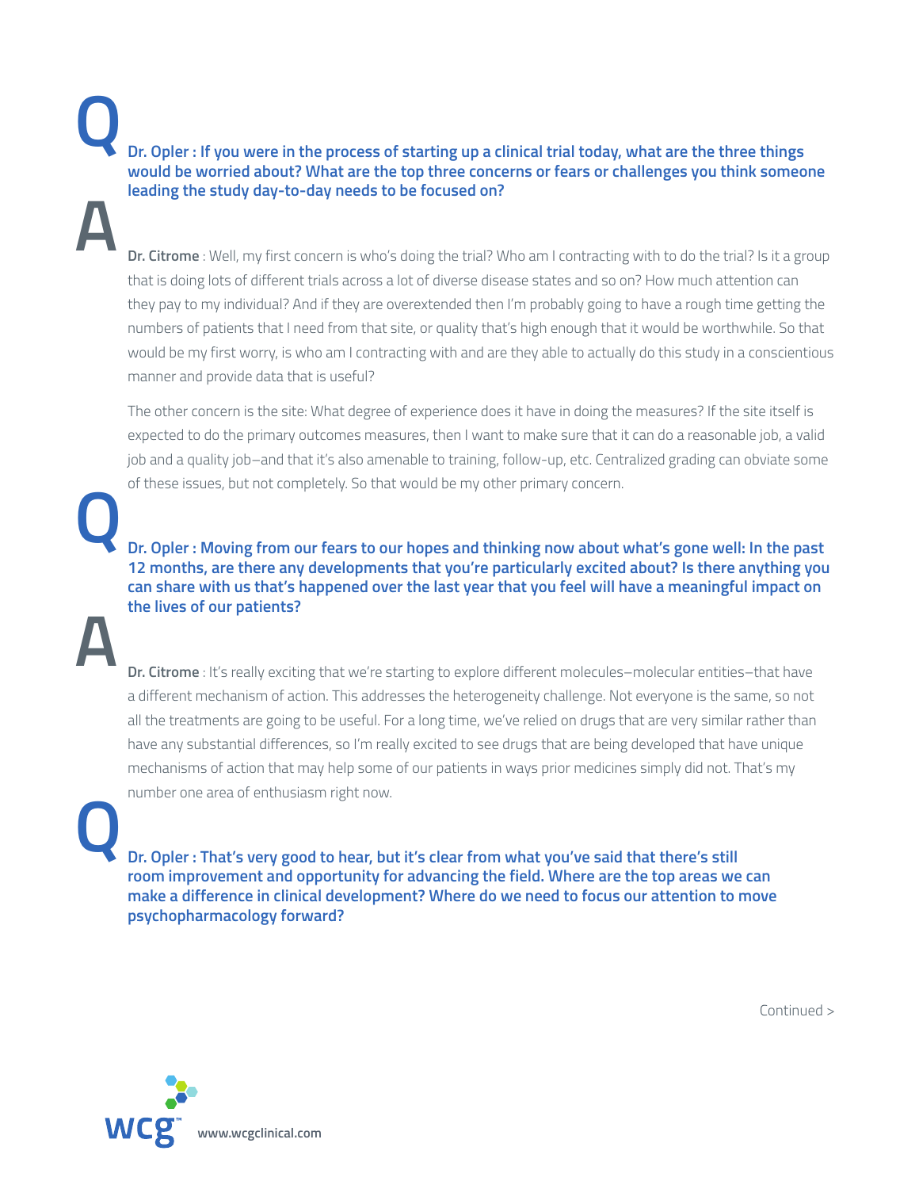**Q**

**Dr. Opler : If you were in the process of starting up a clinical trial today, what are the three things would be worried about? What are the top three concerns or fears or challenges you think someone leading the study day-to-day needs to be focused on?**

**A**

**Dr. Citrome** : Well, my first concern is who's doing the trial? Who am I contracting with to do the trial? Is it a group that is doing lots of different trials across a lot of diverse disease states and so on? How much attention can they pay to my individual? And if they are overextended then I'm probably going to have a rough time getting the numbers of patients that I need from that site, or quality that's high enough that it would be worthwhile. So that would be my first worry, is who am I contracting with and are they able to actually do this study in a conscientious manner and provide data that is useful?

The other concern is the site: What degree of experience does it have in doing the measures? If the site itself is expected to do the primary outcomes measures, then I want to make sure that it can do a reasonable job, a valid job and a quality job–and that it's also amenable to training, follow-up, etc. Centralized grading can obviate some of these issues, but not completely. So that would be my other primary concern.

**Q**

**Dr. Opler : Moving from our fears to our hopes and thinking now about what's gone well: In the past 12 months, are there any developments that you're particularly excited about? Is there anything you can share with us that's happened over the last year that you feel will have a meaningful impact on the lives of our patients?**

**A**

**Dr. Citrome** : It's really exciting that we're starting to explore different molecules–molecular entities–that have a different mechanism of action. This addresses the heterogeneity challenge. Not everyone is the same, so not all the treatments are going to be useful. For a long time, we've relied on drugs that are very similar rather than have any substantial differences, so I'm really excited to see drugs that are being developed that have unique mechanisms of action that may help some of our patients in ways prior medicines simply did not. That's my number one area of enthusiasm right now.

**Q**

**Dr. Opler : That's very good to hear, but it's clear from what you've said that there's still room improvement and opportunity for advancing the field. Where are the top areas we can make a difference in clinical development? Where do we need to focus our attention to move psychopharmacology forward?**

Continued >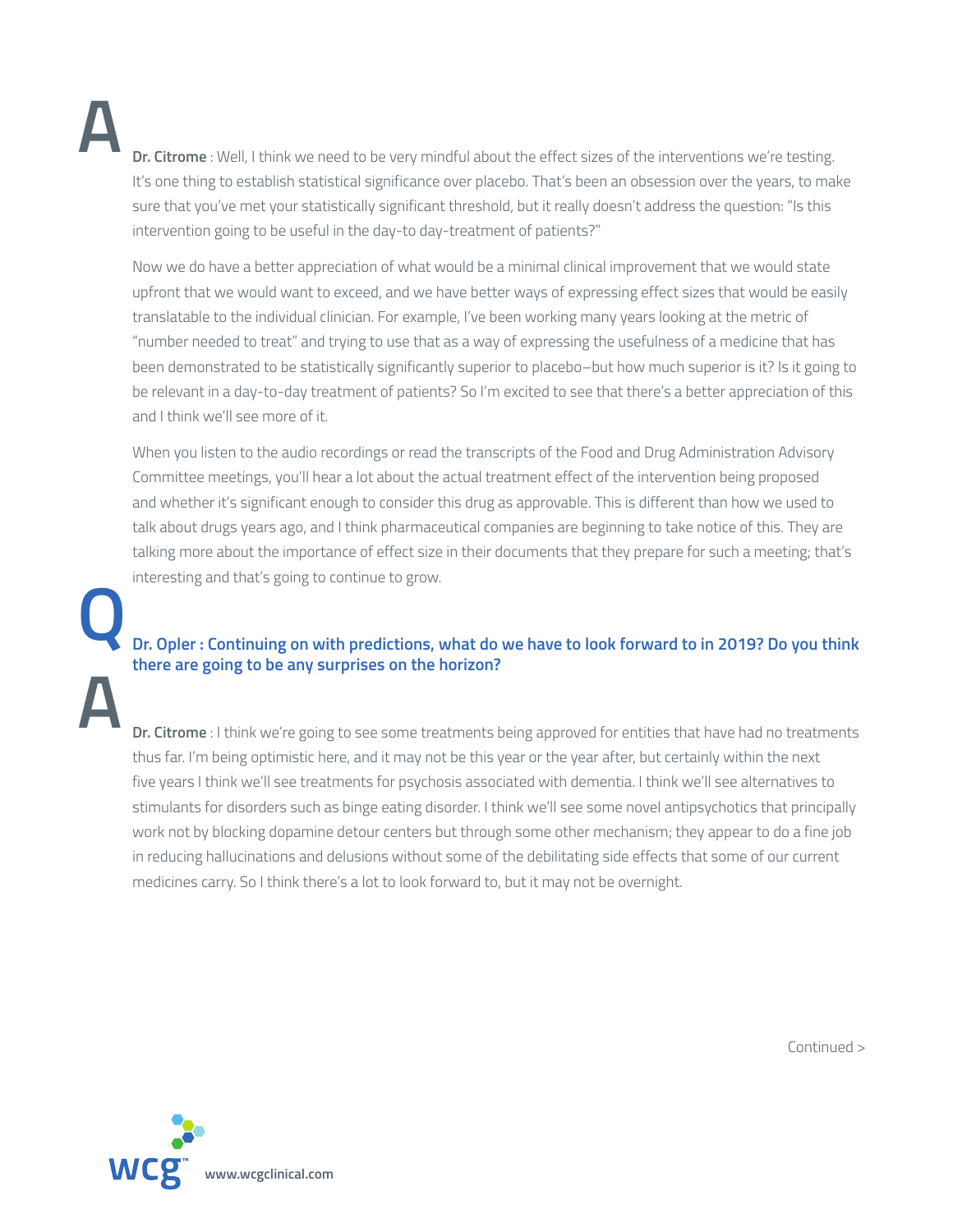**A**

**Dr. Citrome** : Well, I think we need to be very mindful about the effect sizes of the interventions we're testing. It's one thing to establish statistical significance over placebo. That's been an obsession over the years, to make sure that you've met your statistically significant threshold, but it really doesn't address the question: "Is this intervention going to be useful in the day-to day-treatment of patients?"

Now we do have a better appreciation of what would be a minimal clinical improvement that we would state upfront that we would want to exceed, and we have better ways of expressing effect sizes that would be easily translatable to the individual clinician. For example, I've been working many years looking at the metric of "number needed to treat" and trying to use that as a way of expressing the usefulness of a medicine that has been demonstrated to be statistically significantly superior to placebo–but how much superior is it? Is it going to be relevant in a day-to-day treatment of patients? So I'm excited to see that there's a better appreciation of this and I think we'll see more of it.

When you listen to the audio recordings or read the transcripts of the Food and Drug Administration Advisory Committee meetings, you'll hear a lot about the actual treatment effect of the intervention being proposed and whether it's significant enough to consider this drug as approvable. This is different than how we used to talk about drugs years ago, and I think pharmaceutical companies are beginning to take notice of this. They are talking more about the importance of effect size in their documents that they prepare for such a meeting; that's interesting and that's going to continue to grow.

**Q**

**Dr. Opler : Continuing on with predictions, what do we have to look forward to in 2019? Do you think there are going to be any surprises on the horizon?**

**A**

**Dr. Citrome** : I think we're going to see some treatments being approved for entities that have had no treatments thus far. I'm being optimistic here, and it may not be this year or the year after, but certainly within the next five years I think we'll see treatments for psychosis associated with dementia. I think we'll see alternatives to stimulants for disorders such as binge eating disorder. I think we'll see some novel antipsychotics that principally work not by blocking dopamine detour centers but through some other mechanism; they appear to do a fine job in reducing hallucinations and delusions without some of the debilitating side effects that some of our current medicines carry. So I think there's a lot to look forward to, but it may not be overnight.

Continued >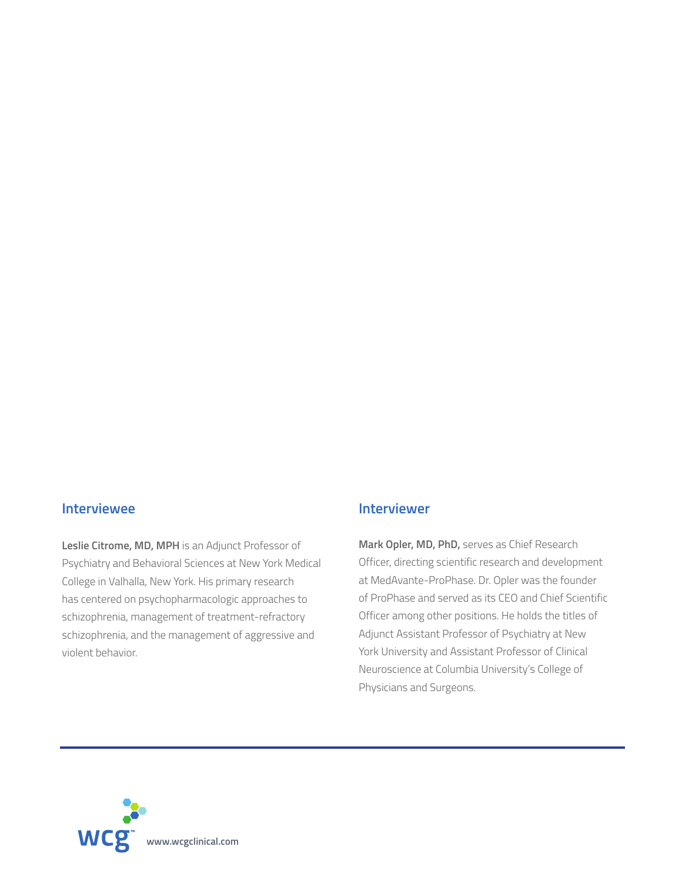## Interviewee

**Leslie Citrome, MD, MPH** is an Adjunct Professor of Psychiatry and Behavioral Sciences at New York Medical College in Valhalla, New York. His primary research has centered on psychopharmacologic approaches to schizophrenia, management of treatment-refractory schizophrenia, and the management of aggressive and violent behavior.

## Interviewer

**Mark Opler, MD, PhD,** serves as Chief Research Officer, directing scientific research and development at MedAvante-ProPhase. Dr. Opler was the founder of ProPhase and served as its CEO and Chief Scientific Officer among other positions. He holds the titles of Adjunct Assistant Professor of Psychiatry at New York University and Assistant Professor of Clinical Neuroscience at Columbia University's College of Physicians and Surgeons.

wcg™

**www.wcgclinical.com**